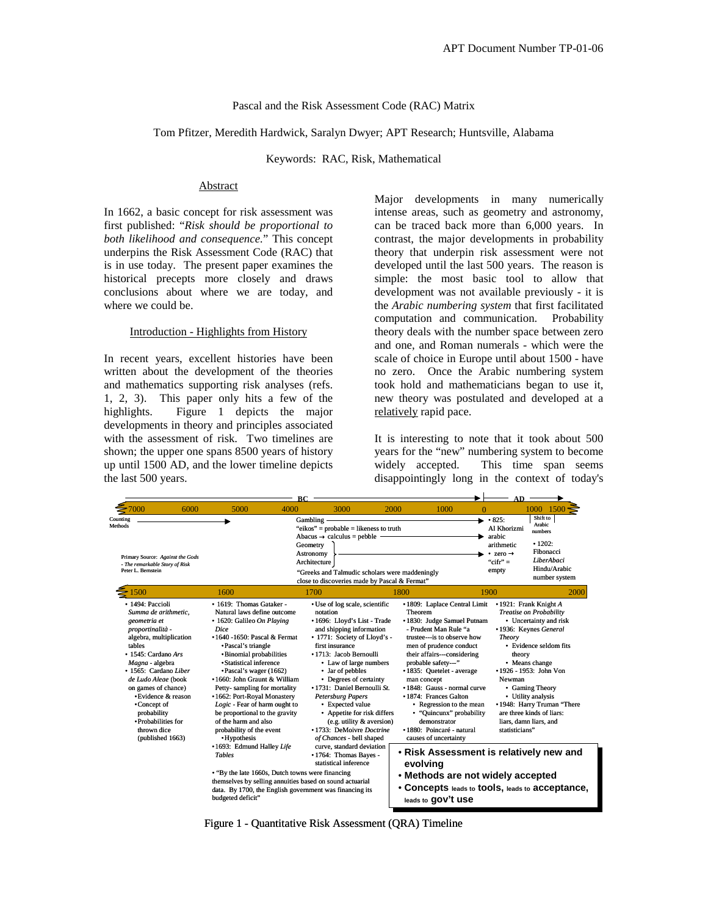# Pascal and the Risk Assessment Code (RAC) Matrix

Tom Pfitzer, Meredith Hardwick, Saralyn Dwyer; APT Research; Huntsville, Alabama

Keywords: RAC, Risk, Mathematical

## Abstract

In 1662, a basic concept for risk assessment was first published: "*Risk should be proportional to both likelihood and consequence*." This concept underpins the Risk Assessment Code (RAC) that is in use today. The present paper examines the historical precepts more closely and draws conclusions about where we are today, and where we could be.

## Introduction - Highlights from History

In recent years, excellent histories have been written about the development of the theories and mathematics supporting risk analyses (refs. 1, 2, 3). This paper only hits a few of the highlights. Figure 1 depicts the major developments in theory and principles associated with the assessment of risk. Two timelines are shown; the upper one spans 8500 years of history up until 1500 AD, and the lower timeline depicts the last 500 years.

Major developments in many numerically intense areas, such as geometry and astronomy, can be traced back more than 6,000 years. In contrast, the major developments in probability theory that underpin risk assessment were not developed until the last 500 years. The reason is simple: the most basic tool to allow that development was not available previously - it is the *Arabic numbering system* that first facilitated computation and communication. Probability theory deals with the number space between zero and one, and Roman numerals - which were the scale of choice in Europe until about 1500 - have no zero. Once the Arabic numbering system took hold and mathematicians began to use it, new theory was postulated and developed at a relatively rapid pace.

It is interesting to note that it took about 500 years for the "new" numbering system to become widely accepted. This time span seems disappointingly long in the context of today's

**BC → AD timeline (7000 BC – 1500 AD):** 7000, 6000, 5000, 4000, 3000, 2000, 1000, 0, 1000, 1500

- Counting Methods (from 7000 BC)
- Gambling
- "eikos" = probable = likeness to truth
- Abacus → calculus = pebble
- Geometry, Astronomy, Architecture
- "Greeks and Talmudic scholars were maddeningly close to discoveries made by Pascal & Fermat"
- 825: Al Khorizmi arabic arithmetic
- zero → "cifr" = empty
- Shift to Arabic numbers
- 1202: Fibonacci *LiberAbaci* Hindu/Arabic number system

Primary Source: *Against the Gods - The remarkable Story of Risk* Peter L. Bernstein

**1500 – 2000 timeline:**

- 1494: Paccioli *Summa de arithmetic, geometria et proportinalità* - algebra, multiplication tables
- 1545: Cardano *Ars Magna* - algebra
- 1565: Cardano *Liber de Ludo Aleae* (book on games of chance)
  - Evidence & reason
  - Concept of probability
  - Probabilities for thrown dice (published 1663)
- 1619: Thomas Gataker - Natural laws define outcome
- 1620: Galileo *On Playing Dice*
- 1640 -1650: Pascal & Fermat
  - Pascal's triangle
  - Binomial probabilities
  - Statistical inference
  - Pascal's wager (1662)
- 1660: John Graunt & William Petty- sampling for mortality
- 1662: Port-Royal Monastery *Logic* - Fear of harm ought to be proportional to the gravity of the harm and also probability of the event
  - Hypothesis
- 1693: Edmund Halley *Life Tables*
- "By the late 1660s, Dutch towns were financing themselves by selling annuities based on sound actuarial data. By 1700, the English government was financing its budgeted deficit"
- Use of log scale, scientific notation
- 1696: Lloyd's List - Trade and shipping information
- 1771: Society of Lloyd's - first insurance
- 1713: Jacob Bernoulli
  - Law of large numbers
  - Jar of pebbles
  - Degrees of certainty
- 1731: Daniel Bernoulli *St. Petersburg Papers*
  - Expected value
  - Appetite for risk differs (e.g. utility & aversion)
- 1733: DeMoivre *Doctrine of Chances* - bell shaped curve, standard deviation
- 1764: Thomas Bayes - statistical inference
- 1809: Laplace Central Limit Theorem
- 1830: Judge Samuel Putnam - Prudent Man Rule "a trustee---is to observe how men of prudence conduct their affairs---considering probable safety---"
- 1835: Quetelet - average man concept
- 1848: Gauss - normal curve
- 1874: Frances Galton
  - Regression to the mean
  - "Quincunx" probability demonstrator
- 1880: Poincaré - natural causes of uncertainty
- 1921: Frank Knight *A Treatise on Probability*
  - Uncertainty and risk
- 1936: Keynes *General Theory*
  - Evidence seldom fits theory
  - Means change
- 1926 - 1953: John Von Newman
  - Gaming Theory
  - Utility analysis
- 1948: Harry Truman "There are three kinds of liars: liars, damn liars, and statisticians"

- **Risk Assessment is relatively new and evolving**
- **Methods are not widely accepted**
- **Concepts leads to tools, leads to acceptance, leads to gov't use**

Figure 1 - Quantitative Risk Assessment (QRA) Timeline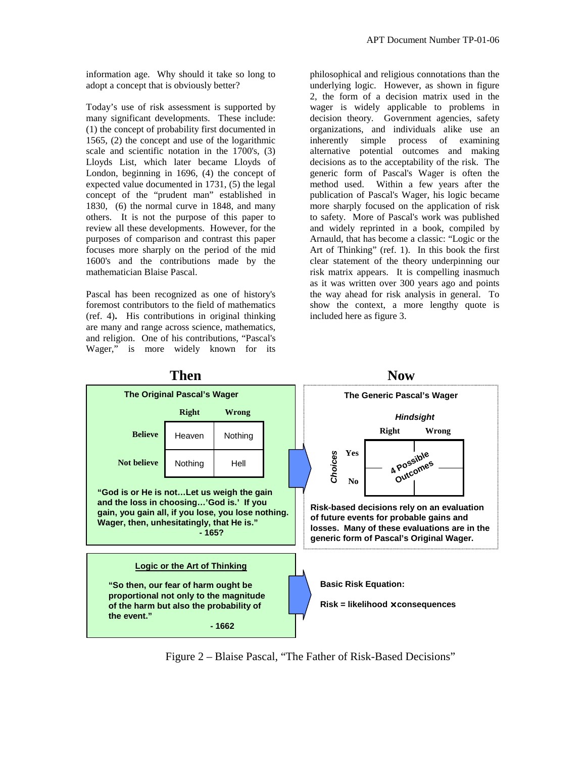information age. Why should it take so long to adopt a concept that is obviously better?

Today's use of risk assessment is supported by many significant developments. These include: (1) the concept of probability first documented in 1565, (2) the concept and use of the logarithmic scale and scientific notation in the 1700's, (3) Lloyds List, which later became Lloyds of London, beginning in 1696, (4) the concept of expected value documented in 1731, (5) the legal concept of the "prudent man" established in 1830, (6) the normal curve in 1848, and many others. It is not the purpose of this paper to review all these developments. However, for the purposes of comparison and contrast this paper focuses more sharply on the period of the mid 1600's and the contributions made by the mathematician Blaise Pascal.

Pascal has been recognized as one of history's foremost contributors to the field of mathematics (ref. 4). His contributions in original thinking are many and range across science, mathematics, and religion. One of his contributions, "Pascal's Wager," is more widely known for its philosophical and religious connotations than the underlying logic. However, as shown in figure 2, the form of a decision matrix used in the wager is widely applicable to problems in decision theory. Government agencies, safety organizations, and individuals alike use an inherently simple process of examining alternative potential outcomes and making decisions as to the acceptability of the risk. The generic form of Pascal's Wager is often the method used. Within a few years after the publication of Pascal's Wager, his logic became more sharply focused on the application of risk to safety. More of Pascal's work was published and widely reprinted in a book, compiled by Arnauld, that has become a classic: "Logic or the Art of Thinking" (ref. 1). In this book the first clear statement of the theory underpinning our risk matrix appears. It is compelling inasmuch as it was written over 300 years ago and points the way ahead for risk analysis in general. To show the context, a more lengthy quote is included here as figure 3.

**Then**

**The Original Pascal's Wager**

| | Right | Wrong |
|---|---|---|
| **Believe** | Heaven | Nothing |
| **Not believe** | Nothing | Hell |

**"God is or He is not…Let us weigh the gain and the loss in choosing…'God is.' If you gain, you gain all, if you lose, you lose nothing. Wager, then, unhesitatingly, that He is."**
**- 165?**

**Now**

**The Generic Pascal's Wager**

*Hindsight*

| *Choices* | Right | Wrong |
|---|---|---|
| **Yes** | 4 Possible Outcomes | |
| **No** | | |

**Risk-based decisions rely on an evaluation of future events for probable gains and losses. Many of these evaluations are in the generic form of Pascal's Original Wager.**

**Logic or the Art of Thinking**

**"So then, our fear of harm ought be proportional not only to the magnitude of the harm but also the probability of the event."**
**- 1662**

**Basic Risk Equation:**

**Risk = likelihood × consequences**

Figure 2 – Blaise Pascal, "The Father of Risk-Based Decisions"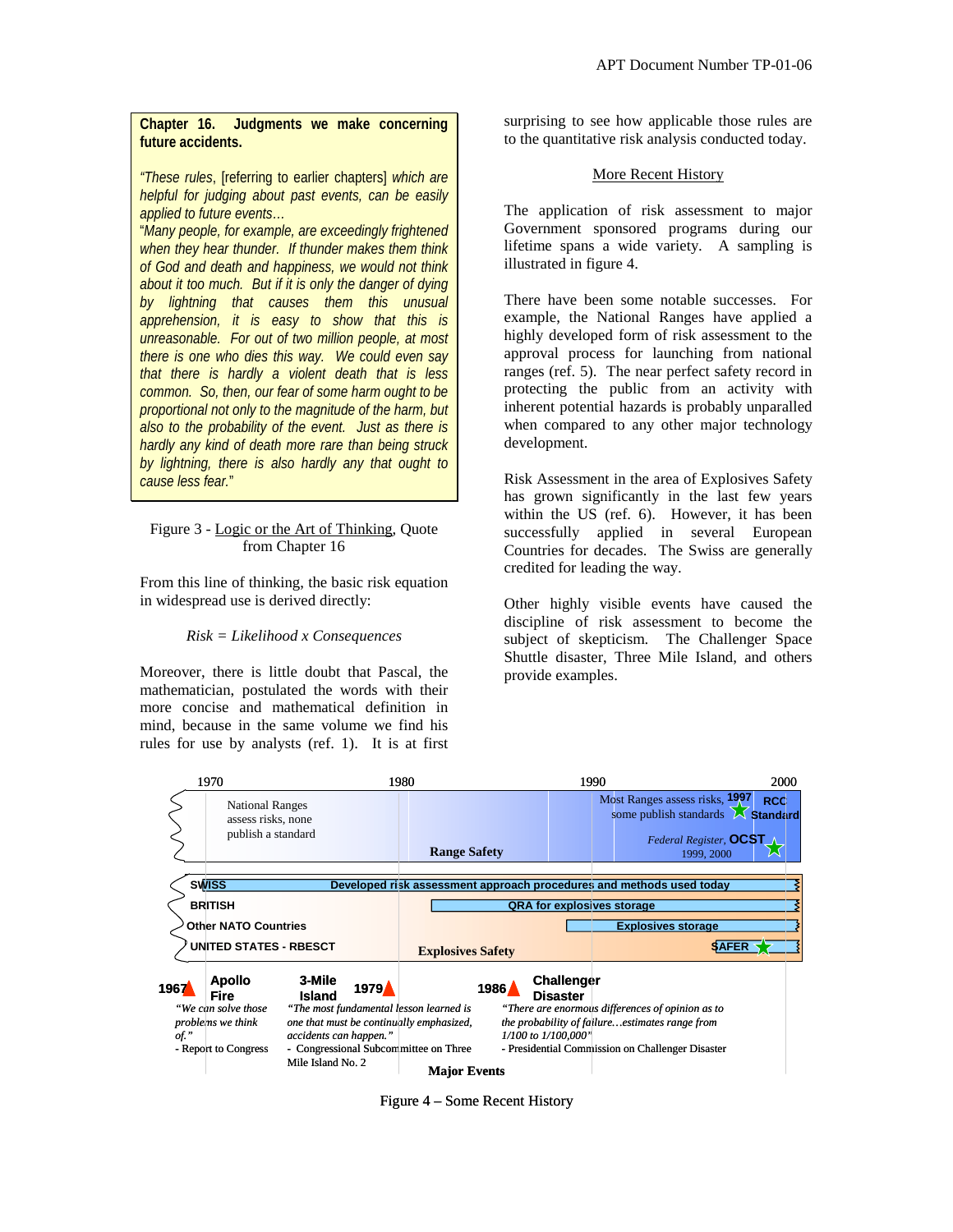**Chapter 16. Judgments we make concerning future accidents.**

*"These rules*, [referring to earlier chapters] *which are helpful for judging about past events, can be easily applied to future events…*

"*Many people, for example, are exceedingly frightened when they hear thunder. If thunder makes them think of God and death and happiness, we would not think about it too much. But if it is only the danger of dying by lightning that causes them this unusual apprehension, it is easy to show that this is unreasonable. For out of two million people, at most there is one who dies this way. We could even say that there is hardly a violent death that is less common. So, then, our fear of some harm ought to be proportional not only to the magnitude of the harm, but also to the probability of the event. Just as there is hardly any kind of death more rare than being struck by lightning, there is also hardly any that ought to cause less fear.*"

Figure 3 - Logic or the Art of Thinking, Quote from Chapter 16

From this line of thinking, the basic risk equation in widespread use is derived directly:

*Risk = Likelihood x Consequences*

Moreover, there is little doubt that Pascal, the mathematician, postulated the words with their more concise and mathematical definition in mind, because in the same volume we find his rules for use by analysts (ref. 1). It is at first surprising to see how applicable those rules are to the quantitative risk analysis conducted today.

## More Recent History

The application of risk assessment to major Government sponsored programs during our lifetime spans a wide variety. A sampling is illustrated in figure 4.

There have been some notable successes. For example, the National Ranges have applied a highly developed form of risk assessment to the approval process for launching from national ranges (ref. 5). The near perfect safety record in protecting the public from an activity with inherent potential hazards is probably unparalled when compared to any other major technology development.

Risk Assessment in the area of Explosives Safety has grown significantly in the last few years within the US (ref. 6). However, it has been successfully applied in several European Countries for decades. The Swiss are generally credited for leading the way.

Other highly visible events have caused the discipline of risk assessment to become the subject of skepticism. The Challenger Space Shuttle disaster, Three Mile Island, and others provide examples.

1970 1980 1990 2000

**Range Safety**

National Ranges assess risks, none publish a standard

Most Ranges assess risks, some publish standards **1997** **RCC Standard**

*Federal Register*, **OCST** 1999, 2000

**Explosives Safety**

**SWISS** — **Developed risk assessment approach procedures and methods used today**

**BRITISH** — **QRA for explosives storage**

**Other NATO Countries** — **Explosives storage**

**UNITED STATES - RBESCT** — **SAFER**

**Major Events**

**1967 Apollo Fire** — *"We can solve those problems we think of."* - Report to Congress

**1979 3-Mile Island** — *"The most fundamental lesson learned is one that must be continually emphasized, accidents can happen."* - Congressional Subcommittee on Three Mile Island No. 2

**1986 Challenger Disaster** — *"There are enormous differences of opinion as to the probability of failure…estimates range from 1/100 to 1/100,000"* - Presidential Commission on Challenger Disaster

Figure 4 – Some Recent History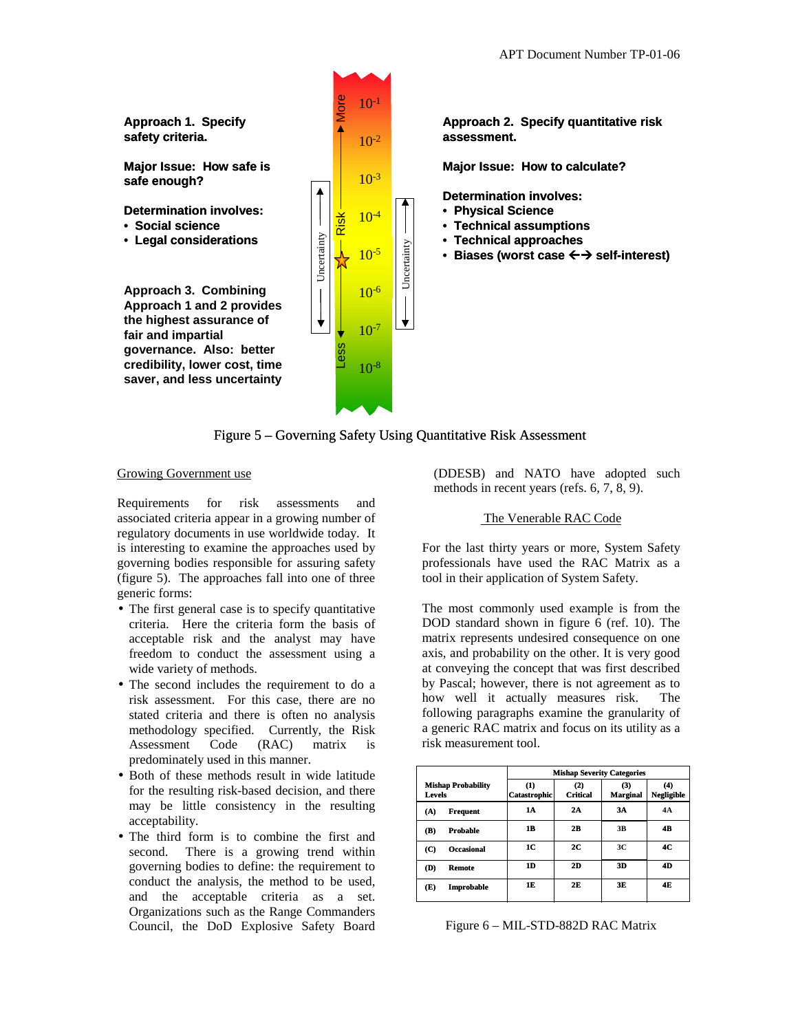**Approach 1. Specify safety criteria.**

**Major Issue: How safe is safe enough?**

**Determination involves:**

- **Social science**
- **Legal considerations**

**Approach 3. Combining Approach 1 and 2 provides the highest assurance of fair and impartial governance. Also: better credibility, lower cost, time saver, and less uncertainty**

More — Risk — Less

$10^{-1}$, $10^{-2}$, $10^{-3}$, $10^{-4}$, $10^{-5}$, $10^{-6}$, $10^{-7}$, $10^{-8}$

Uncertainty — Uncertainty

**Approach 2. Specify quantitative risk assessment.**

**Major Issue: How to calculate?**

**Determination involves:**

- **Physical Science**
- **Technical assumptions**
- **Technical approaches**
- **Biases (worst case ←→ self-interest)**

Figure 5 – Governing Safety Using Quantitative Risk Assessment

## Growing Government use

Requirements for risk assessments and associated criteria appear in a growing number of regulatory documents in use worldwide today. It is interesting to examine the approaches used by governing bodies responsible for assuring safety (figure 5). The approaches fall into one of three generic forms:

- The first general case is to specify quantitative criteria. Here the criteria form the basis of acceptable risk and the analyst may have freedom to conduct the assessment using a wide variety of methods.
- The second includes the requirement to do a risk assessment. For this case, there are no stated criteria and there is often no analysis methodology specified. Currently, the Risk Assessment Code (RAC) matrix is predominately used in this manner.
- Both of these methods result in wide latitude for the resulting risk-based decision, and there may be little consistency in the resulting acceptability.
- The third form is to combine the first and second. There is a growing trend within governing bodies to define: the requirement to conduct the analysis, the method to be used, and the acceptable criteria as a set. Organizations such as the Range Commanders Council, the DoD Explosive Safety Board (DDESB) and NATO have adopted such methods in recent years (refs. 6, 7, 8, 9).

## The Venerable RAC Code

For the last thirty years or more, System Safety professionals have used the RAC Matrix as a tool in their application of System Safety.

The most commonly used example is from the DOD standard shown in figure 6 (ref. 10). The matrix represents undesired consequence on one axis, and probability on the other. It is very good at conveying the concept that was first described by Pascal; however, there is not agreement as to how well it actually measures risk. The following paragraphs examine the granularity of a generic RAC matrix and focus on its utility as a risk measurement tool.

| Mishap Probability Levels | Mishap Severity Categories | | | |
|---|---|---|---|---|
| | (1) Catastrophic | (2) Critical | (3) Marginal | (4) Negligible |
| (A) Frequent | 1A | 2A | 3A | 4A |
| (B) Probable | 1B | 2B | 3B | 4B |
| (C) Occasional | 1C | 2C | 3C | 4C |
| (D) Remote | 1D | 2D | 3D | 4D |
| (E) Improbable | 1E | 2E | 3E | 4E |

Figure 6 – MIL-STD-882D RAC Matrix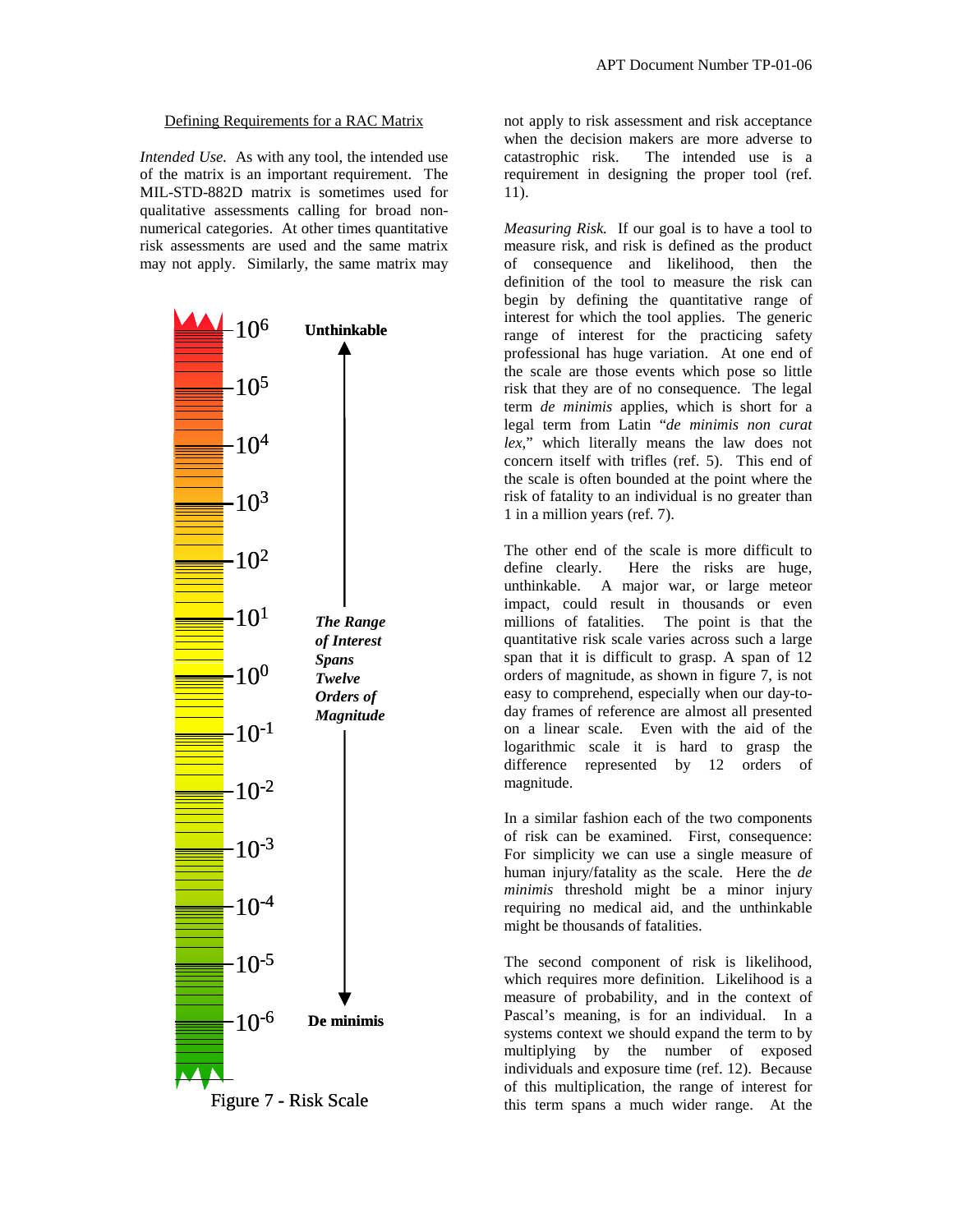## Defining Requirements for a RAC Matrix

*Intended Use.* As with any tool, the intended use of the matrix is an important requirement. The MIL-STD-882D matrix is sometimes used for qualitative assessments calling for broad non-numerical categories. At other times quantitative risk assessments are used and the same matrix may not apply. Similarly, the same matrix may not apply to risk assessment and risk acceptance when the decision makers are more adverse to catastrophic risk. The intended use is a requirement in designing the proper tool (ref. 11).

Figure 7 - Risk Scale

*Measuring Risk.* If our goal is to have a tool to measure risk, and risk is defined as the product of consequence and likelihood, then the definition of the tool to measure the risk can begin by defining the quantitative range of interest for which the tool applies. The generic range of interest for the practicing safety professional has huge variation. At one end of the scale are those events which pose so little risk that they are of no consequence. The legal term *de minimis* applies, which is short for a legal term from Latin "*de minimis non curat lex*," which literally means the law does not concern itself with trifles (ref. 5). This end of the scale is often bounded at the point where the risk of fatality to an individual is no greater than 1 in a million years (ref. 7).

The other end of the scale is more difficult to define clearly. Here the risks are huge, unthinkable. A major war, or large meteor impact, could result in thousands or even millions of fatalities. The point is that the quantitative risk scale varies across such a large span that it is difficult to grasp. A span of 12 orders of magnitude, as shown in figure 7, is not easy to comprehend, especially when our day-to-day frames of reference are almost all presented on a linear scale. Even with the aid of the logarithmic scale it is hard to grasp the difference represented by 12 orders of magnitude.

In a similar fashion each of the two components of risk can be examined. First, consequence: For simplicity we can use a single measure of human injury/fatality as the scale. Here the *de minimis* threshold might be a minor injury requiring no medical aid, and the unthinkable might be thousands of fatalities.

The second component of risk is likelihood, which requires more definition. Likelihood is a measure of probability, and in the context of Pascal's meaning, is for an individual. In a systems context we should expand the term to by multiplying by the number of exposed individuals and exposure time (ref. 12). Because of this multiplication, the range of interest for this term spans a much wider range. At the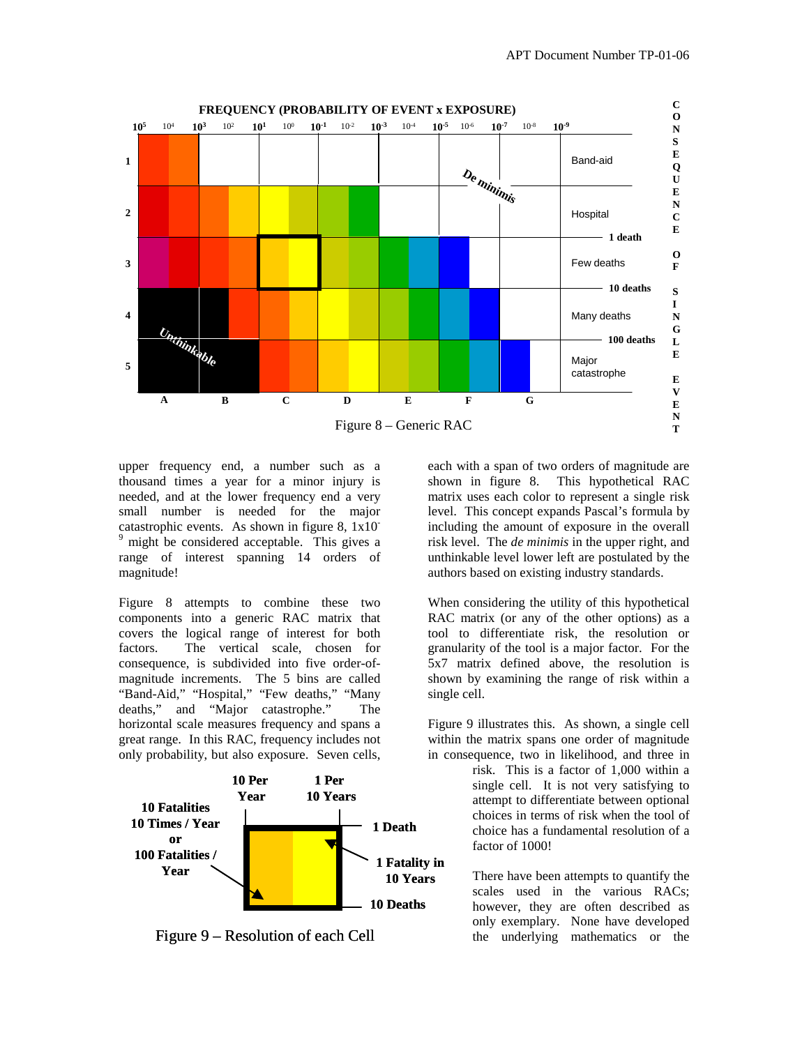FREQUENCY (PROBABILITY OF EVENT x EXPOSURE)

| | $10^5$ – $10^3$ | $10^3$ – $10^1$ | $10^1$ – $10^{-1}$ | $10^{-1}$ – $10^{-3}$ | $10^{-3}$ – $10^{-5}$ | $10^{-5}$ – $10^{-7}$ | $10^{-7}$ – $10^{-9}$ | CONSEQUENCE OF SINGLE EVENT |
|---|---|---|---|---|---|---|---|---|
| 1 | | | | | | *De minimis* | | Band-aid |
| 2 | | | | | | | | Hospital (1 death) |
| 3 | | | | | | | | Few deaths (10 deaths) |
| 4 | | | | | | | | Many deaths (100 deaths) |
| 5 | *Unthinkable* | | | | | | | Major catastrophe |
| | A | B | C | D | E | F | G | |

Figure 8 – Generic RAC

upper frequency end, a number such as a thousand times a year for a minor injury is needed, and at the lower frequency end a very small number is needed for the major catastrophic events. As shown in figure 8, $1\times10^{-9}$ might be considered acceptable. This gives a range of interest spanning 14 orders of magnitude!

Figure 8 attempts to combine these two components into a generic RAC matrix that covers the logical range of interest for both factors. The vertical scale, chosen for consequence, is subdivided into five order-of-magnitude increments. The 5 bins are called "Band-Aid," "Hospital," "Few deaths," "Many deaths," and "Major catastrophe." The horizontal scale measures frequency and spans a great range. In this RAC, frequency includes not only probability, but also exposure. Seven cells, each with a span of two orders of magnitude are shown in figure 8. This hypothetical RAC matrix uses each color to represent a single risk level. This concept expands Pascal's formula by including the amount of exposure in the overall risk level. The *de minimis* in the upper right, and unthinkable level lower left are postulated by the authors based on existing industry standards.

When considering the utility of this hypothetical RAC matrix (or any of the other options) as a tool to differentiate risk, the resolution or granularity of the tool is a major factor. For the 5x7 matrix defined above, the resolution is shown by examining the range of risk within a single cell.

**10 Per Year** — **1 Per 10 Years**

**10 Fatalities 10 Times / Year or 100 Fatalities / Year**

**1 Death**

**1 Fatality in 10 Years**

**10 Deaths**

Figure 9 – Resolution of each Cell

Figure 9 illustrates this. As shown, a single cell within the matrix spans one order of magnitude in consequence, two in likelihood, and three in risk. This is a factor of 1,000 within a single cell. It is not very satisfying to attempt to differentiate between optional choices in terms of risk when the tool of choice has a fundamental resolution of a factor of 1000!

There have been attempts to quantify the scales used in the various RACs; however, they are often described as only exemplary. None have developed the underlying mathematics or the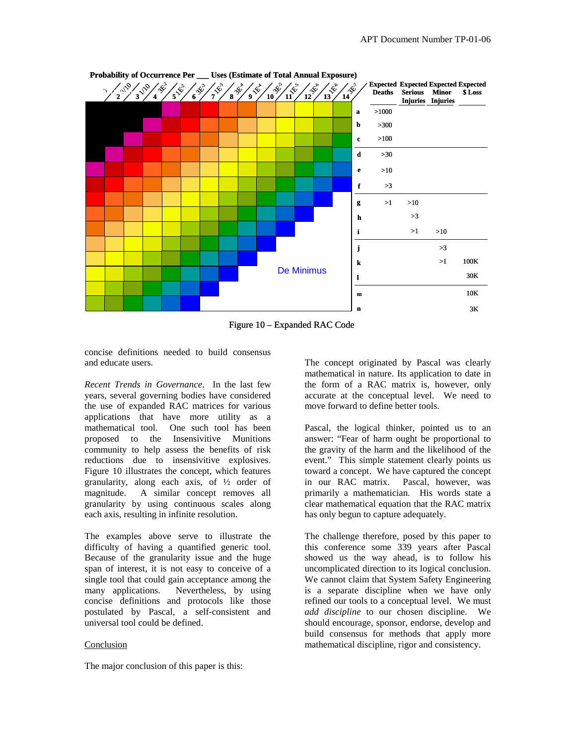**Probability of Occurrence Per ___ Uses (Estimate of Total Annual Exposure)**

| | Expected Deaths | Expected Serious Injuries | Expected Minor Injuries | Expected $ Loss |
|---|---|---|---|---|
| a | >1000 | | | |
| b | >300 | | | |
| c | >100 | | | |
| d | >30 | | | |
| e | >10 | | | |
| f | >3 | | | |
| g | >1 | >10 | | |
| h | | >3 | | |
| i | | >1 | >10 | |
| j | | | >3 | |
| k | | | >1 | 100K |
| l | | | | 30K |
| m | | | | 10K |
| n | | | | 3K |

Column headers (probability): 1; 2 3/10; 3 1/10; 4 3E-2; 5 1E-2; 6 3E-3; 7 1E-3; 8 3E-4; 9 1E-4; 10 3E-5; 11 1E-5; 12 3E-6; 13 1E-6; 14 3E-7

De Minimus

Figure 10 – Expanded RAC Code

concise definitions needed to build consensus and educate users.

*Recent Trends in Governance*. In the last few years, several governing bodies have considered the use of expanded RAC matrices for various applications that have more utility as a mathematical tool. One such tool has been proposed to the Insensivitive Munitions community to help assess the benefits of risk reductions due to insensivitive explosives. Figure 10 illustrates the concept, which features granularity, along each axis, of ½ order of magnitude. A similar concept removes all granularity by using continuous scales along each axis, resulting in infinite resolution.

The examples above serve to illustrate the difficulty of having a quantified generic tool. Because of the granularity issue and the huge span of interest, it is not easy to conceive of a single tool that could gain acceptance among the many applications. Nevertheless, by using concise definitions and protocols like those postulated by Pascal, a self-consistent and universal tool could be defined.

## Conclusion

The major conclusion of this paper is this:

The concept originated by Pascal was clearly mathematical in nature. Its application to date in the form of a RAC matrix is, however, only accurate at the conceptual level. We need to move forward to define better tools.

Pascal, the logical thinker, pointed us to an answer: "Fear of harm ought be proportional to the gravity of the harm and the likelihood of the event." This simple statement clearly points us toward a concept. We have captured the concept in our RAC matrix. Pascal, however, was primarily a mathematician. His words state a clear mathematical equation that the RAC matrix has only begun to capture adequately.

The challenge therefore, posed by this paper to this conference some 339 years after Pascal showed us the way ahead, is to follow his uncomplicated direction to its logical conclusion. We cannot claim that System Safety Engineering is a separate discipline when we have only refined our tools to a conceptual level. We must *add discipline* to our chosen discipline. We should encourage, sponsor, endorse, develop and build consensus for methods that apply more mathematical discipline, rigor and consistency.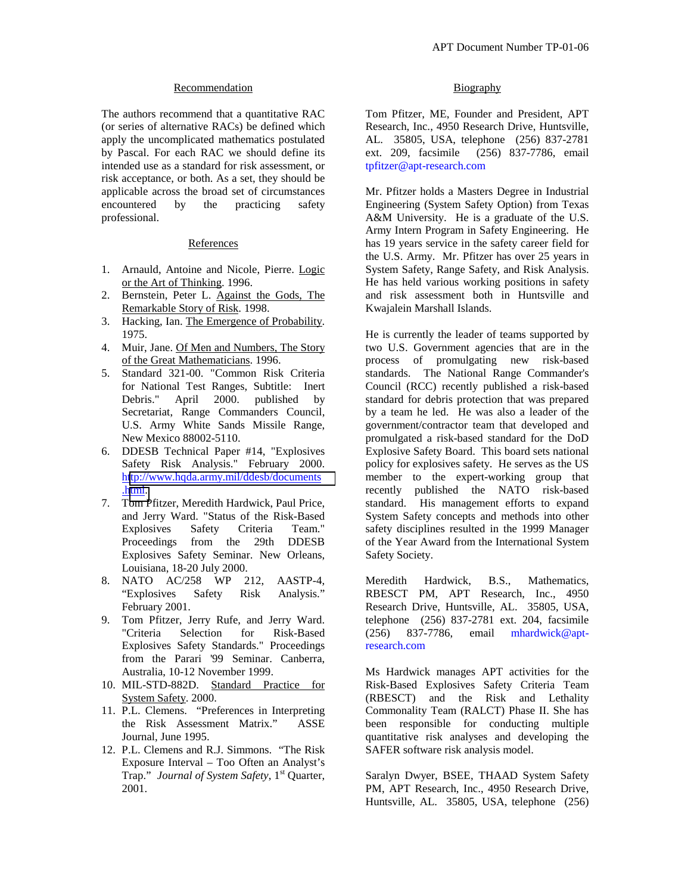## Recommendation

The authors recommend that a quantitative RAC (or series of alternative RACs) be defined which apply the uncomplicated mathematics postulated by Pascal. For each RAC we should define its intended use as a standard for risk assessment, or risk acceptance, or both. As a set, they should be applicable across the broad set of circumstances encountered by the practicing safety professional.

## References

1. Arnauld, Antoine and Nicole, Pierre. Logic or the Art of Thinking. 1996.
2. Bernstein, Peter L. Against the Gods, The Remarkable Story of Risk. 1998.
3. Hacking, Ian. The Emergence of Probability. 1975.
4. Muir, Jane. Of Men and Numbers, The Story of the Great Mathematicians. 1996.
5. Standard 321-00. "Common Risk Criteria for National Test Ranges, Subtitle: Inert Debris." April 2000. published by Secretariat, Range Commanders Council, U.S. Army White Sands Missile Range, New Mexico 88002-5110.
6. DDESB Technical Paper #14, "Explosives Safety Risk Analysis." February 2000. http://www.hqda.army.mil/ddesb/documents.html.
7. Tom Pfitzer, Meredith Hardwick, Paul Price, and Jerry Ward. "Status of the Risk-Based Explosives Safety Criteria Team." Proceedings from the 29th DDESB Explosives Safety Seminar. New Orleans, Louisiana, 18-20 July 2000.
8. NATO AC/258 WP 212, AASTP-4, "Explosives Safety Risk Analysis." February 2001.
9. Tom Pfitzer, Jerry Rufe, and Jerry Ward. "Criteria Selection for Risk-Based Explosives Safety Standards." Proceedings from the Parari '99 Seminar. Canberra, Australia, 10-12 November 1999.
10. MIL-STD-882D. Standard Practice for System Safety. 2000.
11. P.L. Clemens. "Preferences in Interpreting the Risk Assessment Matrix." ASSE Journal, June 1995.
12. P.L. Clemens and R.J. Simmons. "The Risk Exposure Interval – Too Often an Analyst's Trap." *Journal of System Safety*, 1st Quarter, 2001.

## Biography

Tom Pfitzer, ME, Founder and President, APT Research, Inc., 4950 Research Drive, Huntsville, AL. 35805, USA, telephone (256) 837-2781 ext. 209, facsimile (256) 837-7786, email tpfitzer@apt-research.com

Mr. Pfitzer holds a Masters Degree in Industrial Engineering (System Safety Option) from Texas A&M University. He is a graduate of the U.S. Army Intern Program in Safety Engineering. He has 19 years service in the safety career field for the U.S. Army. Mr. Pfitzer has over 25 years in System Safety, Range Safety, and Risk Analysis. He has held various working positions in safety and risk assessment both in Huntsville and Kwajalein Marshall Islands.

He is currently the leader of teams supported by two U.S. Government agencies that are in the process of promulgating new risk-based standards. The National Range Commander's Council (RCC) recently published a risk-based standard for debris protection that was prepared by a team he led. He was also a leader of the government/contractor team that developed and promulgated a risk-based standard for the DoD Explosive Safety Board. This board sets national policy for explosives safety. He serves as the US member to the expert-working group that recently published the NATO risk-based standard. His management efforts to expand System Safety concepts and methods into other safety disciplines resulted in the 1999 Manager of the Year Award from the International System Safety Society.

Meredith Hardwick, B.S., Mathematics, RBESCT PM, APT Research, Inc., 4950 Research Drive, Huntsville, AL. 35805, USA, telephone (256) 837-2781 ext. 204, facsimile (256) 837-7786, email mhardwick@apt-research.com

Ms Hardwick manages APT activities for the Risk-Based Explosives Safety Criteria Team (RBESCT) and the Risk and Lethality Commonality Team (RALCT) Phase II. She has been responsible for conducting multiple quantitative risk analyses and developing the SAFER software risk analysis model.

Saralyn Dwyer, BSEE, THAAD System Safety PM, APT Research, Inc., 4950 Research Drive, Huntsville, AL. 35805, USA, telephone (256)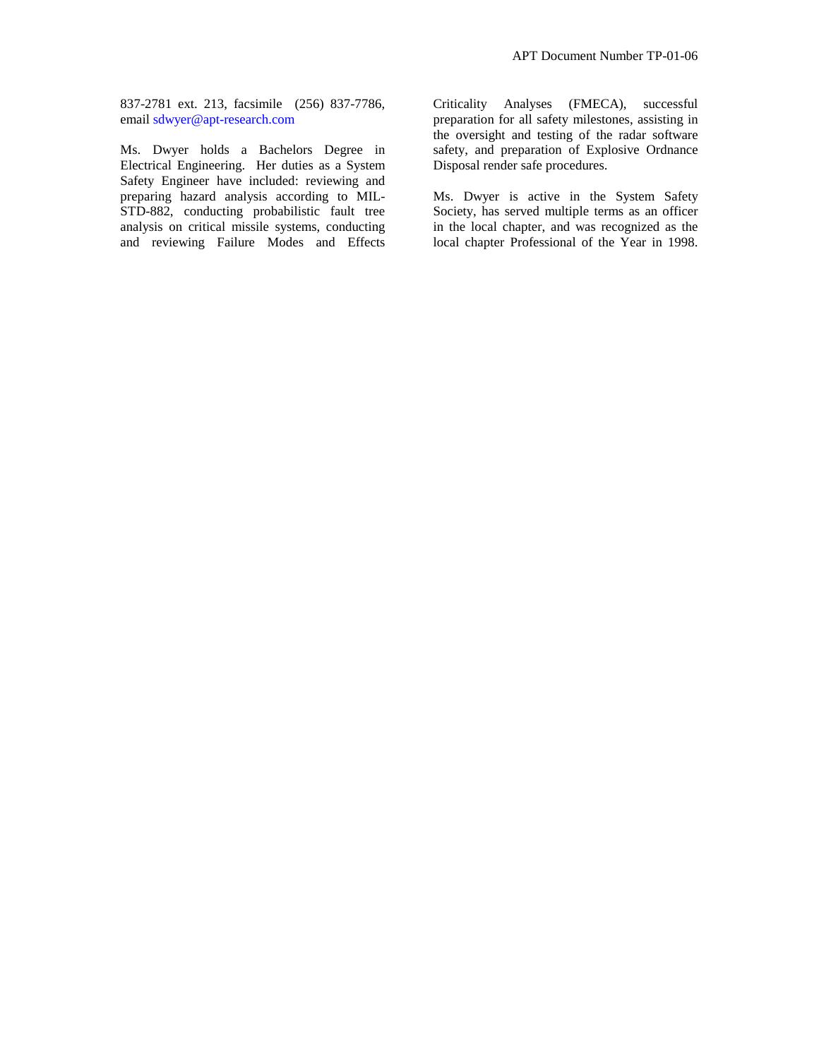837-2781 ext. 213, facsimile (256) 837-7786, email sdwyer@apt-research.com

Ms. Dwyer holds a Bachelors Degree in Electrical Engineering. Her duties as a System Safety Engineer have included: reviewing and preparing hazard analysis according to MIL-STD-882, conducting probabilistic fault tree analysis on critical missile systems, conducting and reviewing Failure Modes and Effects Criticality Analyses (FMECA), successful preparation for all safety milestones, assisting in the oversight and testing of the radar software safety, and preparation of Explosive Ordnance Disposal render safe procedures.

Ms. Dwyer is active in the System Safety Society, has served multiple terms as an officer in the local chapter, and was recognized as the local chapter Professional of the Year in 1998.